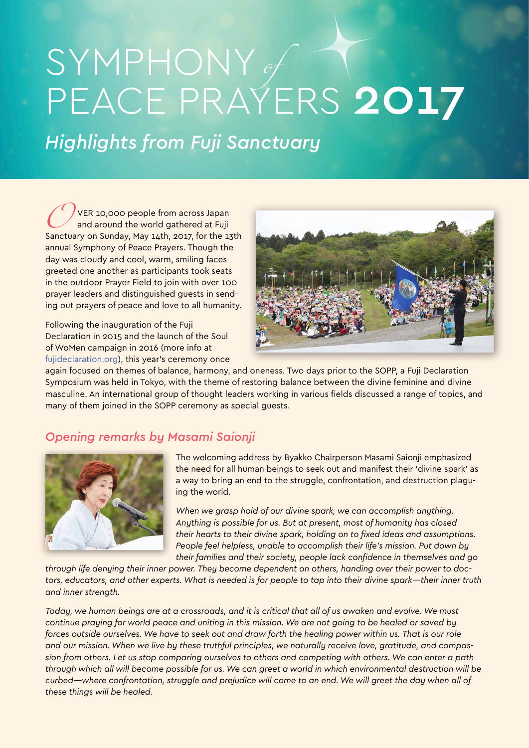# SYMPHONY *of* PEACE PRAYERS **2017**

## *Highlights from Fuji Sanctuary*

OVER 10,000 people from across Japan and around the world gathered at Fuji Sanctuary on Sunday, May 14th, 2017, for the 13th annual Symphony of Peace Prayers. Though the day was cloudy and cool, warm, smiling faces greeted one another as participants took seats in the outdoor Prayer Field to join with over 100 prayer leaders and distinguished guests in sending out prayers of peace and love to all humanity.

Following the inauguration of the Fuji Declaration in 2015 and the launch of the Soul of WoMen campaign in 2016 (more info at fujideclaration.org), this year's ceremony once again focused on themes of balance, harmony, and oneness. Two days prior to the SOPP, a Fuji Declaration Symposium was held in Tokyo, with the theme of restoring balance between the divine feminine and divine masculine. An international group of thought leaders working in various fields discussed a range of topics, and many of them joined in the SOPP ceremony as special guests.

### *Opening remarks by Masami Saionji*

The welcoming address by Byakko Chairperson Masami Saionji emphasized the need for all human beings to seek out and manifest their 'divine spark' as a way to bring an end to the struggle, confrontation, and destruction plaguing the world.

*When we grasp hold of our divine spark, we can accomplish anything. Anything is possible for us. But at present, most of humanity has closed their hearts to their divine spark, holding on to fixed ideas and assumptions. People feel helpless, unable to accomplish their life's mission. Put down by their families and their society, people lack confidence in themselves and go through life denying their inner power. They become dependent on others, handing over their power to doctors, educators, and other experts. What is needed is for people to tap into their divine spark—their inner truth and inner strength.*

*Today, we human beings are at a crossroads, and it is critical that all of us awaken and evolve. We must continue praying for world peace and uniting in this mission. We are not going to be healed or saved by forces outside ourselves. We have to seek out and draw forth the healing power within us. That is our role and our mission. When we live by these truthful principles, we naturally receive love, gratitude, and compassion from others. Let us stop comparing ourselves to others and competing with others. We can enter a path through which all will become possible for us. We can greet a world in which environmental destruction will be curbed—where confrontation, struggle and prejudice will come to an end. We will greet the day when all of these things will be healed.*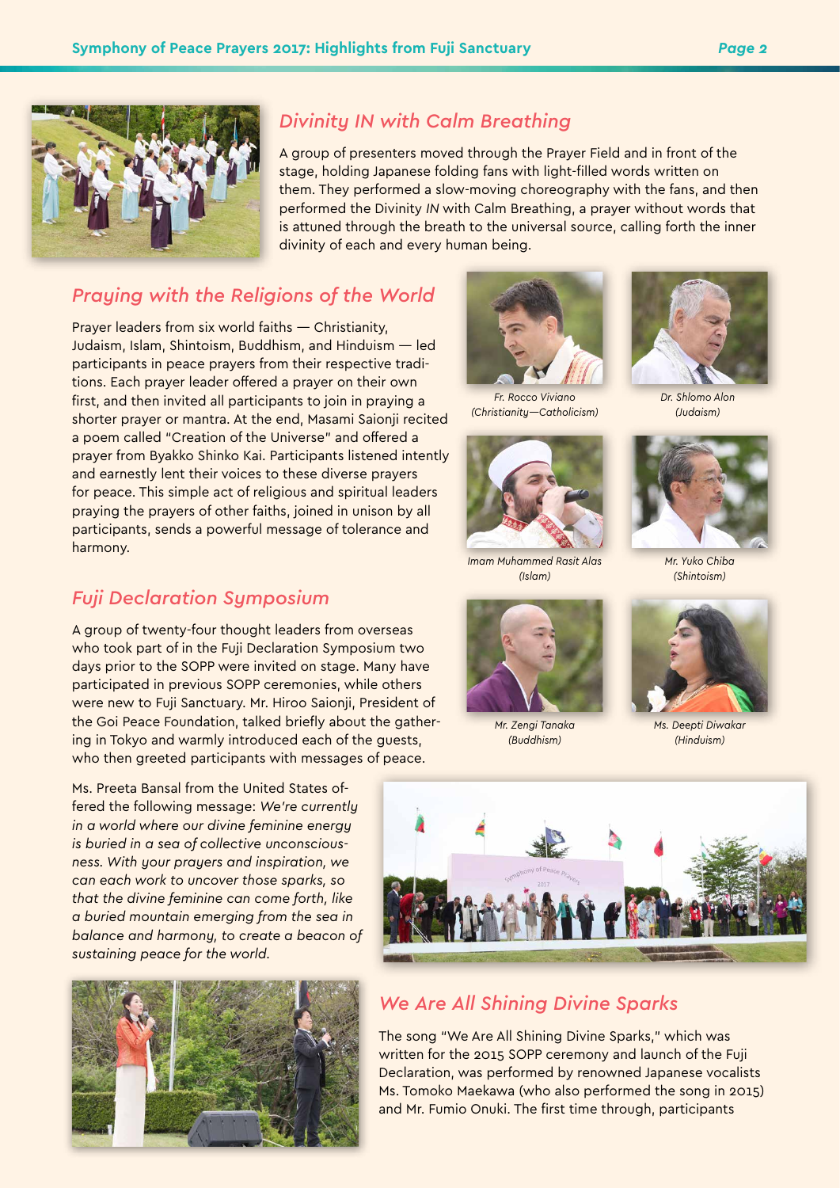## *Divinity IN with Calm Breathing*

A group of presenters moved through the Prayer Field and in front of the stage, holding Japanese folding fans with light-filled words written on them. They performed a slow-moving choreography with the fans, and then performed the Divinity *IN* with Calm Breathing, a prayer without words that is attuned through the breath to the universal source, calling forth the inner divinity of each and every human being.

## *Praying with the Religions of the World*

Prayer leaders from six world faiths — Christianity, Judaism, Islam, Shintoism, Buddhism, and Hinduism — led participants in peace prayers from their respective traditions. Each prayer leader offered a prayer on their own first, and then invited all participants to join in praying a shorter prayer or mantra. At the end, Masami Saionji recited a poem called "Creation of the Universe" and offered a prayer from Byakko Shinko Kai. Participants listened intently and earnestly lent their voices to these diverse prayers for peace. This simple act of religious and spiritual leaders praying the prayers of other faiths, joined in unison by all participants, sends a powerful message of tolerance and harmony.

*Fr. Rocco Viviano (Christianity—Catholicism)*

*Dr. Shlomo Alon (Judaism)*

*Imam Muhammed Rasit Alas (Islam)*

*Mr. Yuko Chiba (Shintoism)*

*Mr. Zengi Tanaka (Buddhism)*

*Ms. Deepti Diwakar (Hinduism)*

## *Fuji Declaration Symposium*

A group of twenty-four thought leaders from overseas who took part of in the Fuji Declaration Symposium two days prior to the SOPP were invited on stage. Many have participated in previous SOPP ceremonies, while others were new to Fuji Sanctuary. Mr. Hiroo Saionji, President of the Goi Peace Foundation, talked briefly about the gathering in Tokyo and warmly introduced each of the guests, who then greeted participants with messages of peace.

Ms. Preeta Bansal from the United States offered the following message: *We're currently in a world where our divine feminine energy is buried in a sea of collective unconsciousness. With your prayers and inspiration, we can each work to uncover those sparks, so that the divine feminine can come forth, like a buried mountain emerging from the sea in balance and harmony, to create a beacon of sustaining peace for the world.*

## *We Are All Shining Divine Sparks*

The song "We Are All Shining Divine Sparks," which was written for the 2015 SOPP ceremony and launch of the Fuji Declaration, was performed by renowned Japanese vocalists Ms. Tomoko Maekawa (who also performed the song in 2015) and Mr. Fumio Onuki. The first time through, participants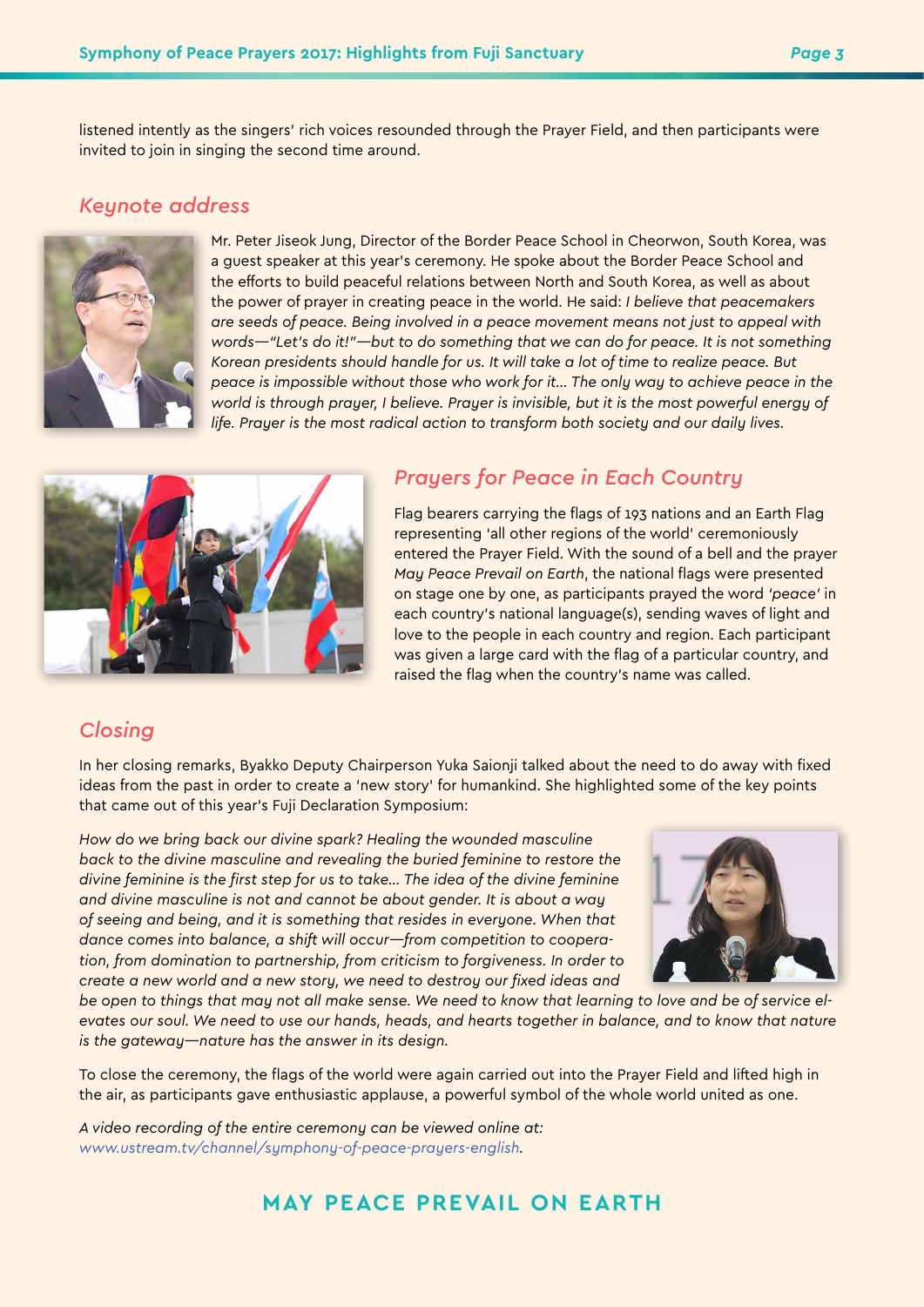listened intently as the singers' rich voices resounded through the Prayer Field, and then participants were invited to join in singing the second time around.

## *Keynote address*

Mr. Peter Jiseok Jung, Director of the Border Peace School in Cheorwon, South Korea, was a guest speaker at this year's ceremony. He spoke about the Border Peace School and the efforts to build peaceful relations between North and South Korea, as well as about the power of prayer in creating peace in the world. He said: *I believe that peacemakers are seeds of peace. Being involved in a peace movement means not just to appeal with words—"Let's do it!"—but to do something that we can do for peace. It is not something Korean presidents should handle for us. It will take a lot of time to realize peace. But peace is impossible without those who work for it... The only way to achieve peace in the world is through prayer, I believe. Prayer is invisible, but it is the most powerful energy of life. Prayer is the most radical action to transform both society and our daily lives.*

## *Prayers for Peace in Each Country*

Flag bearers carrying the flags of 193 nations and an Earth Flag representing 'all other regions of the world' ceremoniously entered the Prayer Field. With the sound of a bell and the prayer *May Peace Prevail on Earth*, the national flags were presented on stage one by one, as participants prayed the word *'peace'* in each country's national language(s), sending waves of light and love to the people in each country and region. Each participant was given a large card with the flag of a particular country, and raised the flag when the country's name was called.

## *Closing*

In her closing remarks, Byakko Deputy Chairperson Yuka Saionji talked about the need to do away with fixed ideas from the past in order to create a 'new story' for humankind. She highlighted some of the key points that came out of this year's Fuji Declaration Symposium:

*How do we bring back our divine spark? Healing the wounded masculine back to the divine masculine and revealing the buried feminine to restore the divine feminine is the first step for us to take... The idea of the divine feminine and divine masculine is not and cannot be about gender. It is about a way of seeing and being, and it is something that resides in everyone. When that dance comes into balance, a shift will occur—from competition to cooperation, from domination to partnership, from criticism to forgiveness. In order to create a new world and a new story, we need to destroy our fixed ideas and be open to things that may not all make sense. We need to know that learning to love and be of service elevates our soul. We need to use our hands, heads, and hearts together in balance, and to know that nature is the gateway—nature has the answer in its design.*

To close the ceremony, the flags of the world were again carried out into the Prayer Field and lifted high in the air, as participants gave enthusiastic applause, a powerful symbol of the whole world united as one.

*A video recording of the entire ceremony can be viewed online at: www.ustream.tv/channel/symphony-of-peace-prayers-english.*

**MAY PEACE PREVAIL ON EARTH**